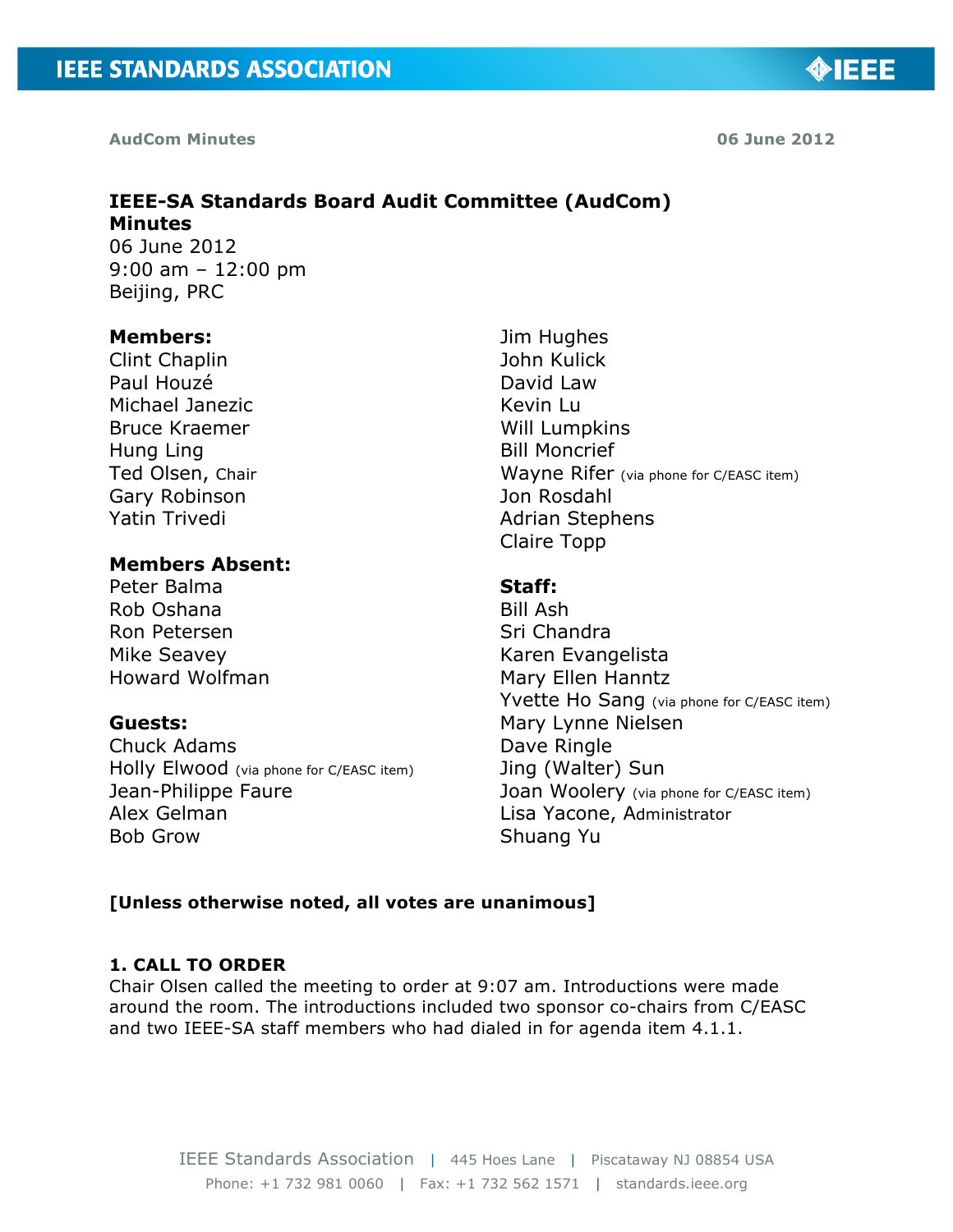**AudCom Minutes** **06 June 2012**

## IEEE-SA Standards Board Audit Committee (AudCom) Minutes

06 June 2012
9:00 am – 12:00 pm
Beijing, PRC

**Members:**
Clint Chaplin
Paul Houzé
Michael Janezic
Bruce Kraemer
Hung Ling
Ted Olsen, Chair
Gary Robinson
Yatin Trivedi
Jim Hughes
John Kulick
David Law
Kevin Lu
Will Lumpkins
Bill Moncrief
Wayne Rifer (via phone for C/EASC item)
Jon Rosdahl
Adrian Stephens
Claire Topp

**Members Absent:**
Peter Balma
Rob Oshana
Ron Petersen
Mike Seavey
Howard Wolfman

**Guests:**
Chuck Adams
Holly Elwood (via phone for C/EASC item)
Jean-Philippe Faure
Alex Gelman
Bob Grow

**Staff:**
Bill Ash
Sri Chandra
Karen Evangelista
Mary Ellen Hanntz
Yvette Ho Sang (via phone for C/EASC item)
Mary Lynne Nielsen
Dave Ringle
Jing (Walter) Sun
Joan Woolery (via phone for C/EASC item)
Lisa Yacone, Administrator
Shuang Yu

**[Unless otherwise noted, all votes are unanimous]**

### 1. CALL TO ORDER

Chair Olsen called the meeting to order at 9:07 am. Introductions were made around the room. The introductions included two sponsor co-chairs from C/EASC and two IEEE-SA staff members who had dialed in for agenda item 4.1.1.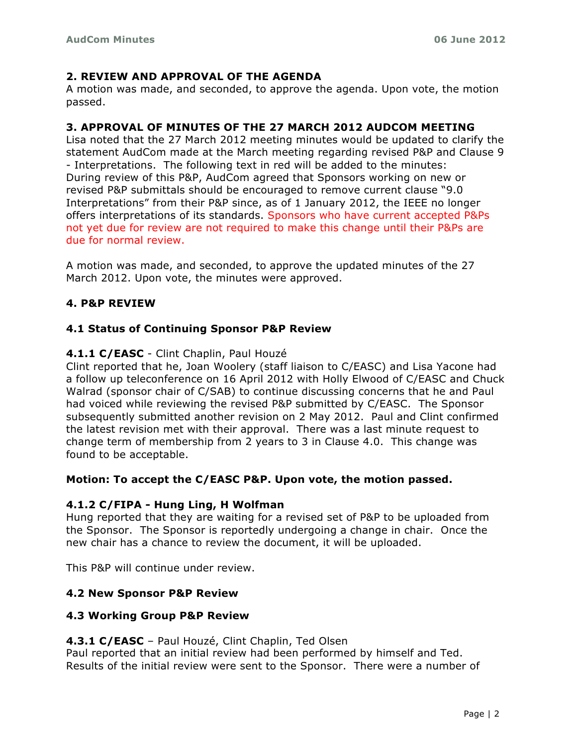## 2. REVIEW AND APPROVAL OF THE AGENDA

A motion was made, and seconded, to approve the agenda. Upon vote, the motion passed.

## 3. APPROVAL OF MINUTES OF THE 27 MARCH 2012 AUDCOM MEETING

Lisa noted that the 27 March 2012 meeting minutes would be updated to clarify the statement AudCom made at the March meeting regarding revised P&P and Clause 9 - Interpretations. The following text in red will be added to the minutes: During review of this P&P, AudCom agreed that Sponsors working on new or revised P&P submittals should be encouraged to remove current clause "9.0 Interpretations" from their P&P since, as of 1 January 2012, the IEEE no longer offers interpretations of its standards. Sponsors who have current accepted P&Ps not yet due for review are not required to make this change until their P&Ps are due for normal review.

A motion was made, and seconded, to approve the updated minutes of the 27 March 2012. Upon vote, the minutes were approved.

## 4. P&P REVIEW

### 4.1 Status of Continuing Sponsor P&P Review

**4.1.1 C/EASC** - Clint Chaplin, Paul Houzé

Clint reported that he, Joan Woolery (staff liaison to C/EASC) and Lisa Yacone had a follow up teleconference on 16 April 2012 with Holly Elwood of C/EASC and Chuck Walrad (sponsor chair of C/SAB) to continue discussing concerns that he and Paul had voiced while reviewing the revised P&P submitted by C/EASC. The Sponsor subsequently submitted another revision on 2 May 2012. Paul and Clint confirmed the latest revision met with their approval. There was a last minute request to change term of membership from 2 years to 3 in Clause 4.0. This change was found to be acceptable.

**Motion: To accept the C/EASC P&P. Upon vote, the motion passed.**

**4.1.2 C/FIPA - Hung Ling, H Wolfman**

Hung reported that they are waiting for a revised set of P&P to be uploaded from the Sponsor. The Sponsor is reportedly undergoing a change in chair. Once the new chair has a chance to review the document, it will be uploaded.

This P&P will continue under review.

### 4.2 New Sponsor P&P Review

### 4.3 Working Group P&P Review

**4.3.1 C/EASC** – Paul Houzé, Clint Chaplin, Ted Olsen

Paul reported that an initial review had been performed by himself and Ted. Results of the initial review were sent to the Sponsor. There were a number of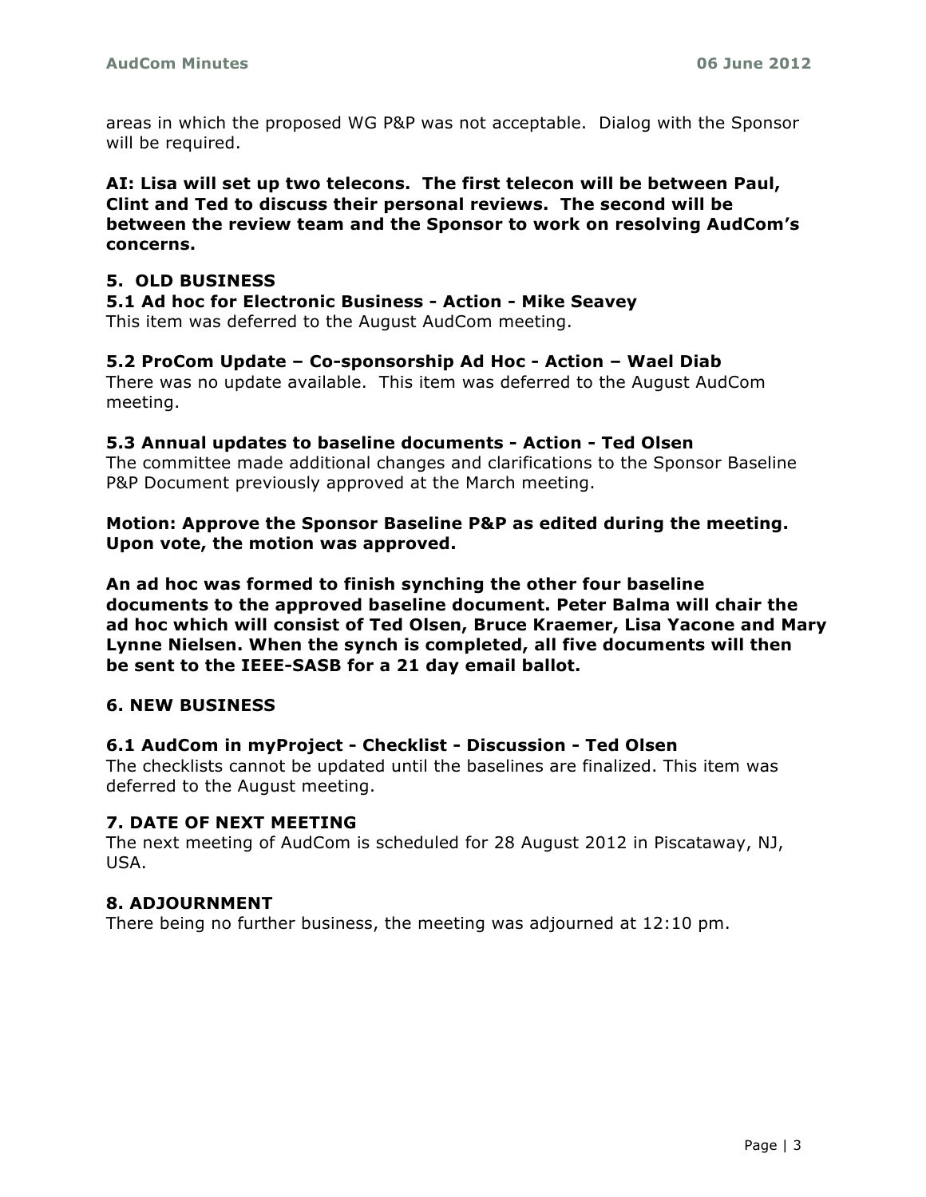areas in which the proposed WG P&P was not acceptable. Dialog with the Sponsor will be required.

**AI: Lisa will set up two telecons. The first telecon will be between Paul, Clint and Ted to discuss their personal reviews. The second will be between the review team and the Sponsor to work on resolving AudCom's concerns.**

## 5. OLD BUSINESS

### 5.1 Ad hoc for Electronic Business - Action - Mike Seavey

This item was deferred to the August AudCom meeting.

### 5.2 ProCom Update – Co-sponsorship Ad Hoc - Action – Wael Diab

There was no update available. This item was deferred to the August AudCom meeting.

### 5.3 Annual updates to baseline documents - Action - Ted Olsen

The committee made additional changes and clarifications to the Sponsor Baseline P&P Document previously approved at the March meeting.

**Motion: Approve the Sponsor Baseline P&P as edited during the meeting. Upon vote, the motion was approved.**

**An ad hoc was formed to finish synching the other four baseline documents to the approved baseline document. Peter Balma will chair the ad hoc which will consist of Ted Olsen, Bruce Kraemer, Lisa Yacone and Mary Lynne Nielsen. When the synch is completed, all five documents will then be sent to the IEEE-SASB for a 21 day email ballot.**

## 6. NEW BUSINESS

### 6.1 AudCom in myProject - Checklist - Discussion - Ted Olsen

The checklists cannot be updated until the baselines are finalized. This item was deferred to the August meeting.

## 7. DATE OF NEXT MEETING

The next meeting of AudCom is scheduled for 28 August 2012 in Piscataway, NJ, USA.

## 8. ADJOURNMENT

There being no further business, the meeting was adjourned at 12:10 pm.